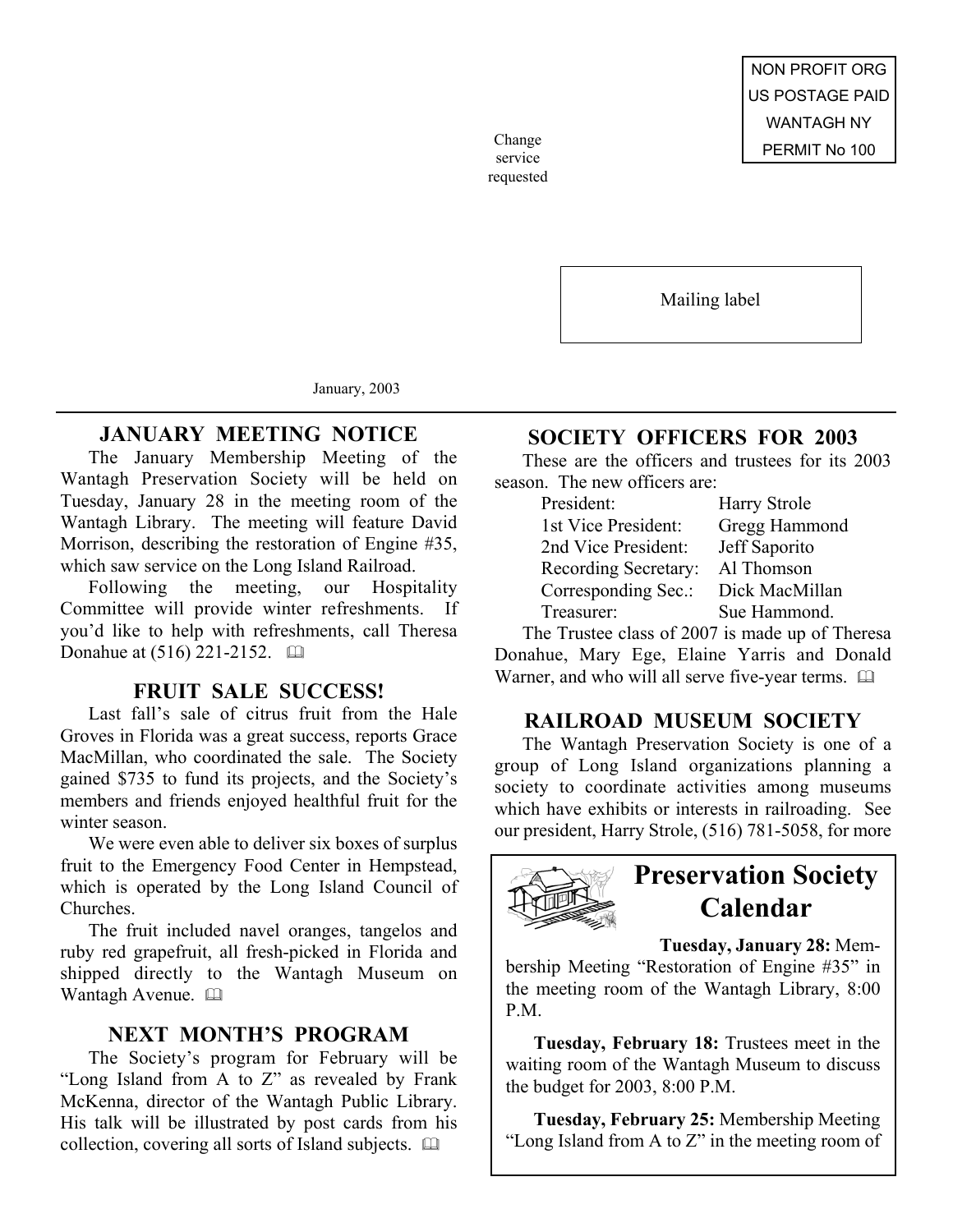NON PROFIT ORG
US POSTAGE PAID
WANTAGH NY
PERMIT No 100

Change service requested

Mailing label

January, 2003

## JANUARY MEETING NOTICE

The January Membership Meeting of the Wantagh Preservation Society will be held on Tuesday, January 28 in the meeting room of the Wantagh Library. The meeting will feature David Morrison, describing the restoration of Engine #35, which saw service on the Long Island Railroad.

Following the meeting, our Hospitality Committee will provide winter refreshments. If you'd like to help with refreshments, call Theresa Donahue at (516) 221-2152. 🕮

## FRUIT SALE SUCCESS!

Last fall's sale of citrus fruit from the Hale Groves in Florida was a great success, reports Grace MacMillan, who coordinated the sale. The Society gained $735 to fund its projects, and the Society's members and friends enjoyed healthful fruit for the winter season.

We were even able to deliver six boxes of surplus fruit to the Emergency Food Center in Hempstead, which is operated by the Long Island Council of Churches.

The fruit included navel oranges, tangelos and ruby red grapefruit, all fresh-picked in Florida and shipped directly to the Wantagh Museum on Wantagh Avenue. 🕮

## NEXT MONTH'S PROGRAM

The Society's program for February will be "Long Island from A to Z" as revealed by Frank McKenna, director of the Wantagh Public Library. His talk will be illustrated by post cards from his collection, covering all sorts of Island subjects. 🕮

## SOCIETY OFFICERS FOR 2003

These are the officers and trustees for its 2003 season. The new officers are:

| | |
|---|---|
| President: | Harry Strole |
| 1st Vice President: | Gregg Hammond |
| 2nd Vice President: | Jeff Saporito |
| Recording Secretary: | Al Thomson |
| Corresponding Sec.: | Dick MacMillan |
| Treasurer: | Sue Hammond. |

The Trustee class of 2007 is made up of Theresa Donahue, Mary Ege, Elaine Yarris and Donald Warner, and who will all serve five-year terms. 🕮

## RAILROAD MUSEUM SOCIETY

The Wantagh Preservation Society is one of a group of Long Island organizations planning a society to coordinate activities among museums which have exhibits or interests in railroading. See our president, Harry Strole, (516) 781-5058, for more

## Preservation Society Calendar

**Tuesday, January 28:** Membership Meeting "Restoration of Engine #35" in the meeting room of the Wantagh Library, 8:00 P.M.

**Tuesday, February 18:** Trustees meet in the waiting room of the Wantagh Museum to discuss the budget for 2003, 8:00 P.M.

**Tuesday, February 25:** Membership Meeting "Long Island from A to Z" in the meeting room of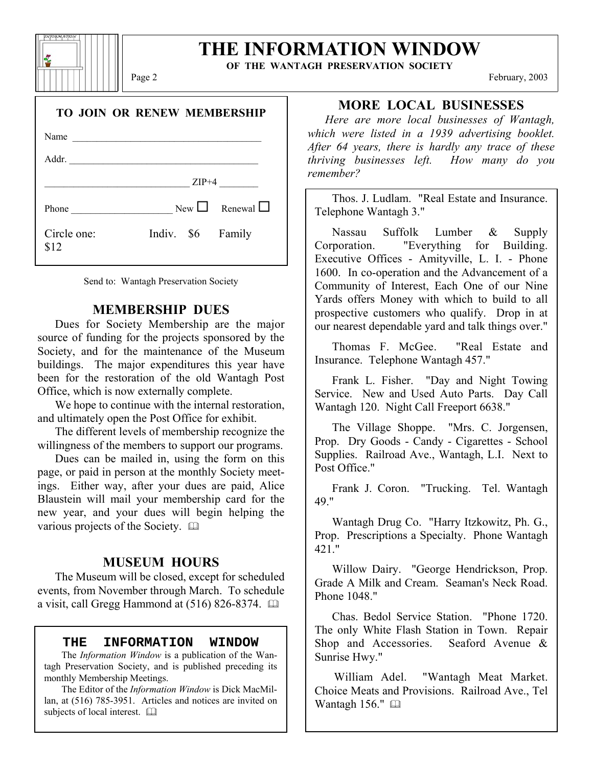# THE INFORMATION WINDOW

**OF THE WANTAGH PRESERVATION SOCIETY**

Page 2 February, 2003

### TO JOIN OR RENEW MEMBERSHIP

Name ______________________________________

Addr. ______________________________________

______________________________ ZIP+4 ________

Phone ____________________ New ☐ Renewal ☐

Circle one: Indiv. $6 Family $12

Send to: Wantagh Preservation Society

## MEMBERSHIP DUES

Dues for Society Membership are the major source of funding for the projects sponsored by the Society, and for the maintenance of the Museum buildings. The major expenditures this year have been for the restoration of the old Wantagh Post Office, which is now externally complete.

We hope to continue with the internal restoration, and ultimately open the Post Office for exhibit.

The different levels of membership recognize the willingness of the members to support our programs.

Dues can be mailed in, using the form on this page, or paid in person at the monthly Society meetings. Either way, after your dues are paid, Alice Blaustein will mail your membership card for the new year, and your dues will begin helping the various projects of the Society. 🕮

## MUSEUM HOURS

The Museum will be closed, except for scheduled events, from November through March. To schedule a visit, call Gregg Hammond at (516) 826-8374. 🕮

### THE INFORMATION WINDOW

The *Information Window* is a publication of the Wantagh Preservation Society, and is published preceding its monthly Membership Meetings.

The Editor of the *Information Window* is Dick MacMillan, at (516) 785-3951. Articles and notices are invited on subjects of local interest. 🕮

## MORE LOCAL BUSINESSES

*Here are more local businesses of Wantagh, which were listed in a 1939 advertising booklet. After 64 years, there is hardly any trace of these thriving businesses left. How many do you remember?*

Thos. J. Ludlam. "Real Estate and Insurance. Telephone Wantagh 3."

Nassau Suffolk Lumber & Supply Corporation. "Everything for Building. Executive Offices - Amityville, L. I. - Phone 1600. In co-operation and the Advancement of a Community of Interest, Each One of our Nine Yards offers Money with which to build to all prospective customers who qualify. Drop in at our nearest dependable yard and talk things over."

Thomas F. McGee. "Real Estate and Insurance. Telephone Wantagh 457."

Frank L. Fisher. "Day and Night Towing Service. New and Used Auto Parts. Day Call Wantagh 120. Night Call Freeport 6638."

The Village Shoppe. "Mrs. C. Jorgensen, Prop. Dry Goods - Candy - Cigarettes - School Supplies. Railroad Ave., Wantagh, L.I. Next to Post Office."

Frank J. Coron. "Trucking. Tel. Wantagh 49."

Wantagh Drug Co. "Harry Itzkowitz, Ph. G., Prop. Prescriptions a Specialty. Phone Wantagh 421."

Willow Dairy. "George Hendrickson, Prop. Grade A Milk and Cream. Seaman's Neck Road. Phone 1048."

Chas. Bedol Service Station. "Phone 1720. The only White Flash Station in Town. Repair Shop and Accessories. Seaford Avenue & Sunrise Hwy."

William Adel. "Wantagh Meat Market. Choice Meats and Provisions. Railroad Ave., Tel Wantagh 156." 🕮